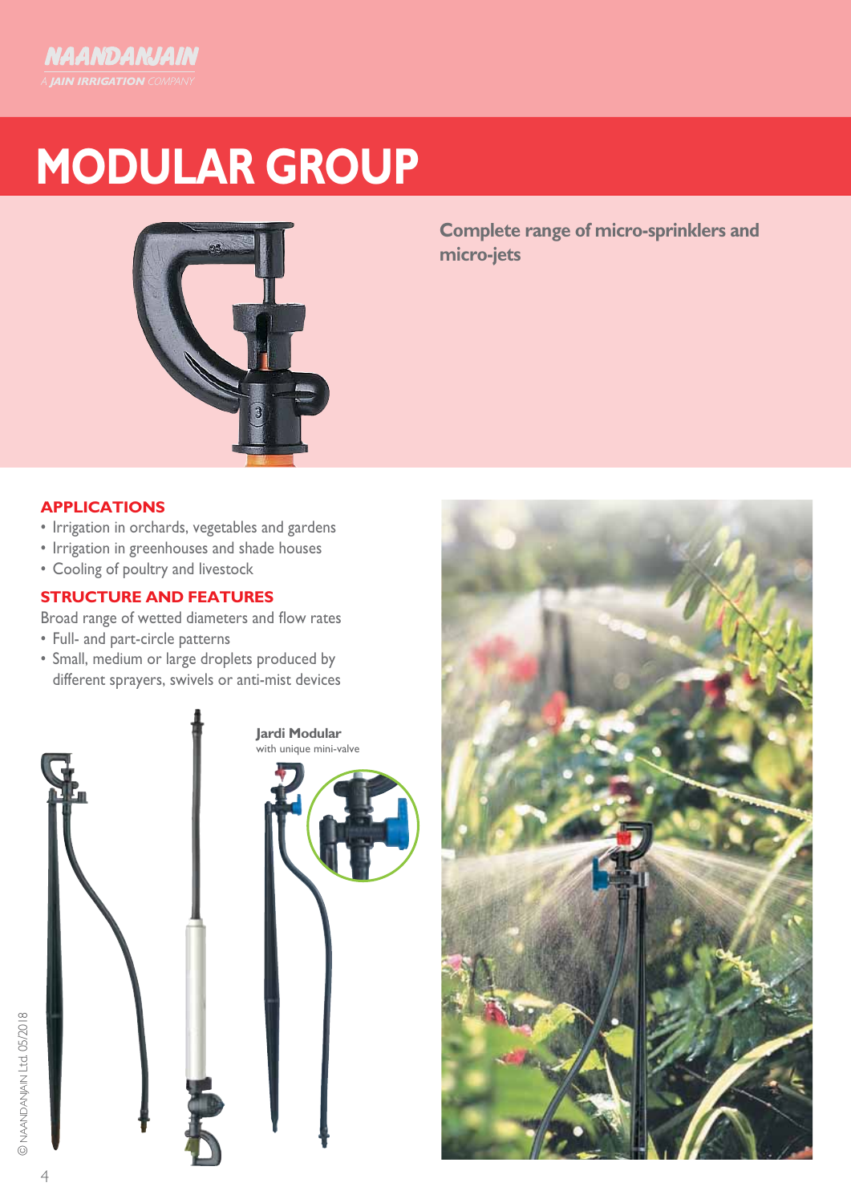NAANDANJAIN

A JAIN IRRIGATION COMPANY

# MODULAR GROUP

**Complete range of micro-sprinklers and micro-jets**

## APPLICATIONS

- Irrigation in orchards, vegetables and gardens
- Irrigation in greenhouses and shade houses
- Cooling of poultry and livestock

## STRUCTURE AND FEATURES

Broad range of wetted diameters and flow rates

- Full- and part-circle patterns
- Small, medium or large droplets produced by different sprayers, swivels or anti-mist devices

**Jardi Modular**
with unique mini-valve

© NAANDANJAIN Ltd. 05/2018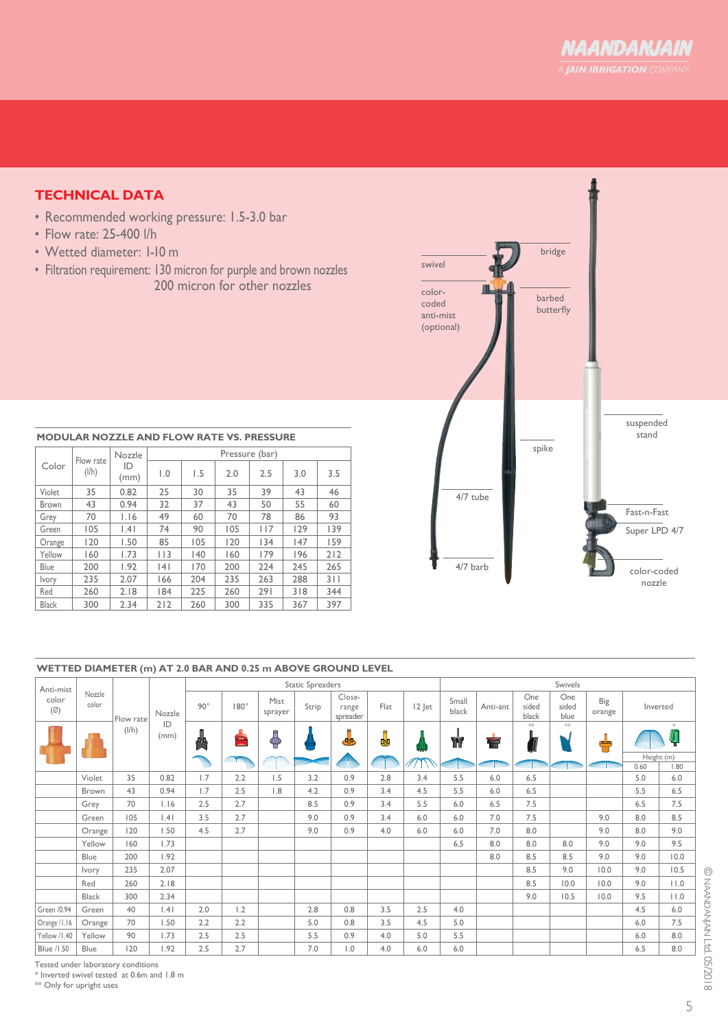## TECHNICAL DATA

- Recommended working pressure: 1.5-3.0 bar
- Flow rate: 25-400 l/h
- Wetted diameter: 1-10 m
- Filtration requirement: 130 micron for purple and brown nozzles
  200 micron for other nozzles

swivel
bridge
color-coded anti-mist (optional)
barbed butterfly
suspended stand
spike
4/7 tube
Fast-n-Fast
Super LPD 4/7
4/7 barb
color-coded nozzle

### MODULAR NOZZLE AND FLOW RATE VS. PRESSURE

| Color | Flow rate (l/h) | Nozzle ID (mm) | Pressure (bar) | | | | | |
|---|---|---|---|---|---|---|---|---|
| | | | 1.0 | 1.5 | 2.0 | 2.5 | 3.0 | 3.5 |
| Violet | 35 | 0.82 | 25 | 30 | 35 | 39 | 43 | 46 |
| Brown | 43 | 0.94 | 32 | 37 | 43 | 50 | 55 | 60 |
| Grey | 70 | 1.16 | 49 | 60 | 70 | 78 | 86 | 93 |
| Green | 105 | 1.41 | 74 | 90 | 105 | 117 | 129 | 139 |
| Orange | 120 | 1.50 | 85 | 105 | 120 | 134 | 147 | 159 |
| Yellow | 160 | 1.73 | 113 | 140 | 160 | 179 | 196 | 212 |
| Blue | 200 | 1.92 | 141 | 170 | 200 | 224 | 245 | 265 |
| Ivory | 235 | 2.07 | 166 | 204 | 235 | 263 | 288 | 311 |
| Red | 260 | 2.18 | 184 | 225 | 260 | 291 | 318 | 344 |
| Black | 300 | 2.34 | 212 | 260 | 300 | 335 | 367 | 397 |

### WETTED DIAMETER (m) AT 2.0 BAR AND 0.25 m ABOVE GROUND LEVEL

| Anti-mist color (Ø) | Nozzle color | Flow rate (l/h) | Nozzle ID (mm) | Static Spreaders | | | | | | | Swivels | | | | | | |
|---|---|---|---|---|---|---|---|---|---|---|---|---|---|---|---|---|---|
| | | | | 90° | 180° | Mist sprayer | Strip | Close-range spreader | Flat | 12 Jet | Small black | Anti-ant | One sided black ** | One sided blue ** | Big orange | Inverted * Height (m) 0.60 | Inverted * Height (m) 1.80 |
| | Violet | 35 | 0.82 | 1.7 | 2.2 | 1.5 | 3.2 | 0.9 | 2.8 | 3.4 | 5.5 | 6.0 | 6.5 | | | 5.0 | 6.0 |
| | Brown | 43 | 0.94 | 1.7 | 2.5 | 1.8 | 4.2 | 0.9 | 3.4 | 4.5 | 5.5 | 6.0 | 6.5 | | | 5.5 | 6.5 |
| | Grey | 70 | 1.16 | 2.5 | 2.7 | | 8.5 | 0.9 | 3.4 | 5.5 | 6.0 | 6.5 | 7.5 | | | 6.5 | 7.5 |
| | Green | 105 | 1.41 | 3.5 | 2.7 | | 9.0 | 0.9 | 3.4 | 6.0 | 6.0 | 7.0 | 7.5 | | 9.0 | 8.0 | 8.5 |
| | Orange | 120 | 1.50 | 4.5 | 2.7 | | 9.0 | 0.9 | 4.0 | 6.0 | 6.0 | 7.0 | 8.0 | | 9.0 | 8.0 | 9.0 |
| | Yellow | 160 | 1.73 | | | | | | | | 6.5 | 8.0 | 8.0 | 8.0 | 9.0 | 9.0 | 9.5 |
| | Blue | 200 | 1.92 | | | | | | | | | 8.0 | 8.5 | 8.5 | 9.0 | 9.0 | 10.0 |
| | Ivory | 235 | 2.07 | | | | | | | | | | 8.5 | 9.0 | 10.0 | 9.0 | 10.5 |
| | Red | 260 | 2.18 | | | | | | | | | | 8.5 | 10.0 | 10.0 | 9.0 | 11.0 |
| | Black | 300 | 2.34 | | | | | | | | | | 9.0 | 10.5 | 10.0 | 9.5 | 11.0 |
| Green /0.94 | Green | 40 | 1.41 | 2.0 | 1.2 | | 2.8 | 0.8 | 3.5 | 2.5 | 4.0 | | | | | 4.5 | 6.0 |
| Orange /1.16 | Orange | 70 | 1.50 | 2.2 | 2.2 | | 5.0 | 0.8 | 3.5 | 4.5 | 5.0 | | | | | 6.0 | 7.5 |
| Yellow /1.40 | Yellow | 90 | 1.73 | 2.5 | 2.5 | | 5.5 | 0.9 | 4.0 | 5.0 | 5.5 | | | | | 6.0 | 8.0 |
| Blue /1.50 | Blue | 120 | 1.92 | 2.5 | 2.7 | | 7.0 | 1.0 | 4.0 | 6.0 | 6.0 | | | | | 6.5 | 8.0 |

Tested under laboratory conditions
* Inverted swivel tested at 0.6m and 1.8 m
** Only for upright uses

© NAANDANJAIN Ltd. 05/2018